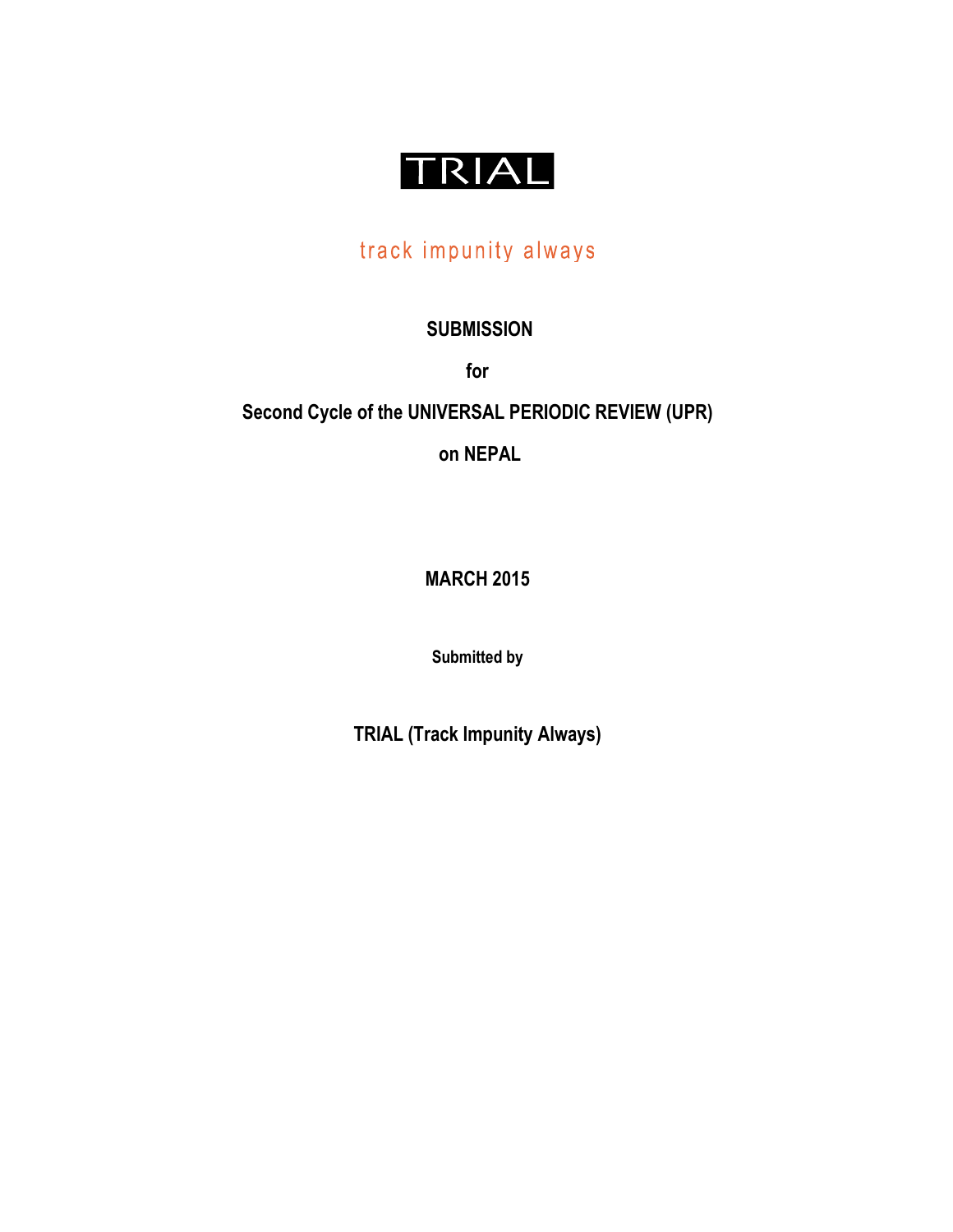# TRIAL

track impunity always

**SUBMISSION**

**for**

**Second Cycle of the UNIVERSAL PERIODIC REVIEW (UPR)**

**on NEPAL**

**MARCH 2015**

**Submitted by**

**TRIAL (Track Impunity Always)**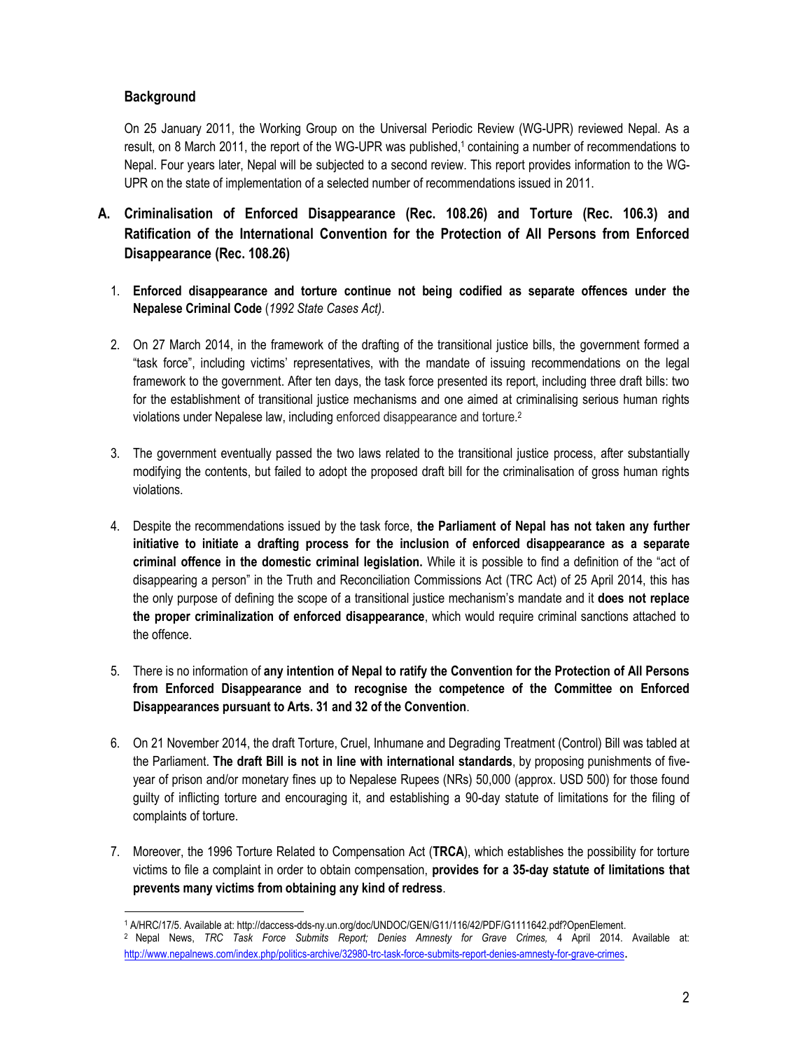## Background

On 25 January 2011, the Working Group on the Universal Periodic Review (WG-UPR) reviewed Nepal. As a result, on 8 March 2011, the report of the WG-UPR was published,[1] containing a number of recommendations to Nepal. Four years later, Nepal will be subjected to a second review. This report provides information to the WG-UPR on the state of implementation of a selected number of recommendations issued in 2011.

## A. Criminalisation of Enforced Disappearance (Rec. 108.26) and Torture (Rec. 106.3) and Ratification of the International Convention for the Protection of All Persons from Enforced Disappearance (Rec. 108.26)

1. **Enforced disappearance and torture continue not being codified as separate offences under the Nepalese Criminal Code** (*1992 State Cases Act)*.

2. On 27 March 2014, in the framework of the drafting of the transitional justice bills, the government formed a "task force", including victims' representatives, with the mandate of issuing recommendations on the legal framework to the government. After ten days, the task force presented its report, including three draft bills: two for the establishment of transitional justice mechanisms and one aimed at criminalising serious human rights violations under Nepalese law, including enforced disappearance and torture.[2]

3. The government eventually passed the two laws related to the transitional justice process, after substantially modifying the contents, but failed to adopt the proposed draft bill for the criminalisation of gross human rights violations.

4. Despite the recommendations issued by the task force, **the Parliament of Nepal has not taken any further initiative to initiate a drafting process for the inclusion of enforced disappearance as a separate criminal offence in the domestic criminal legislation.** While it is possible to find a definition of the "act of disappearing a person" in the Truth and Reconciliation Commissions Act (TRC Act) of 25 April 2014, this has the only purpose of defining the scope of a transitional justice mechanism's mandate and it **does not replace the proper criminalization of enforced disappearance**, which would require criminal sanctions attached to the offence.

5. There is no information of **any intention of Nepal to ratify the Convention for the Protection of All Persons from Enforced Disappearance and to recognise the competence of the Committee on Enforced Disappearances pursuant to Arts. 31 and 32 of the Convention**.

6. On 21 November 2014, the draft Torture, Cruel, Inhumane and Degrading Treatment (Control) Bill was tabled at the Parliament. **The draft Bill is not in line with international standards**, by proposing punishments of five-year of prison and/or monetary fines up to Nepalese Rupees (NRs) 50,000 (approx. USD 500) for those found guilty of inflicting torture and encouraging it, and establishing a 90-day statute of limitations for the filing of complaints of torture.

7. Moreover, the 1996 Torture Related to Compensation Act (**TRCA**), which establishes the possibility for torture victims to file a complaint in order to obtain compensation, **provides for a 35-day statute of limitations that prevents many victims from obtaining any kind of redress**.

---

[1] A/HRC/17/5. Available at: http://daccess-dds-ny.un.org/doc/UNDOC/GEN/G11/116/42/PDF/G1111642.pdf?OpenElement.

[2] Nepal News, *TRC Task Force Submits Report; Denies Amnesty for Grave Crimes,* 4 April 2014. Available at: http://www.nepalnews.com/index.php/politics-archive/32980-trc-task-force-submits-report-denies-amnesty-for-grave-crimes.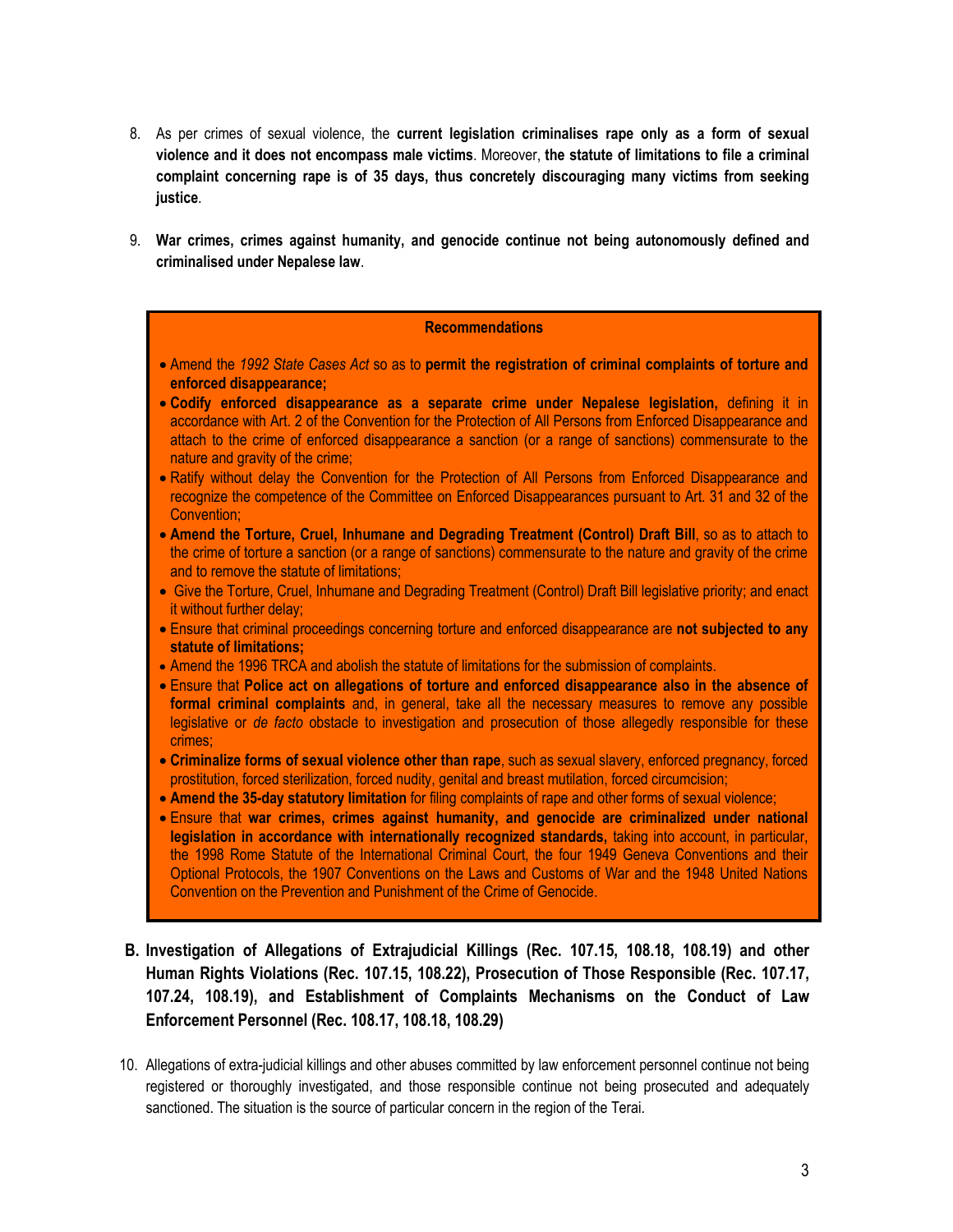8. As per crimes of sexual violence, the **current legislation criminalises rape only as a form of sexual violence and it does not encompass male victims**. Moreover, **the statute of limitations to file a criminal complaint concerning rape is of 35 days, thus concretely discouraging many victims from seeking justice**.

9. **War crimes, crimes against humanity, and genocide continue not being autonomously defined and criminalised under Nepalese law**.

**Recommendations**

- Amend the *1992 State Cases Act* so as to **permit the registration of criminal complaints of torture and enforced disappearance;**
- **Codify enforced disappearance as a separate crime under Nepalese legislation,** defining it in accordance with Art. 2 of the Convention for the Protection of All Persons from Enforced Disappearance and attach to the crime of enforced disappearance a sanction (or a range of sanctions) commensurate to the nature and gravity of the crime;
- Ratify without delay the Convention for the Protection of All Persons from Enforced Disappearance and recognize the competence of the Committee on Enforced Disappearances pursuant to Art. 31 and 32 of the Convention;
- **Amend the Torture, Cruel, Inhumane and Degrading Treatment (Control) Draft Bill**, so as to attach to the crime of torture a sanction (or a range of sanctions) commensurate to the nature and gravity of the crime and to remove the statute of limitations;
- Give the Torture, Cruel, Inhumane and Degrading Treatment (Control) Draft Bill legislative priority; and enact it without further delay;
- Ensure that criminal proceedings concerning torture and enforced disappearance are **not subjected to any statute of limitations;**
- Amend the 1996 TRCA and abolish the statute of limitations for the submission of complaints.
- Ensure that **Police act on allegations of torture and enforced disappearance also in the absence of formal criminal complaints** and, in general, take all the necessary measures to remove any possible legislative or *de facto* obstacle to investigation and prosecution of those allegedly responsible for these crimes;
- **Criminalize forms of sexual violence other than rape**, such as sexual slavery, enforced pregnancy, forced prostitution, forced sterilization, forced nudity, genital and breast mutilation, forced circumcision;
- **Amend the 35-day statutory limitation** for filing complaints of rape and other forms of sexual violence;
- Ensure that **war crimes, crimes against humanity, and genocide are criminalized under national legislation in accordance with internationally recognized standards,** taking into account, in particular, the 1998 Rome Statute of the International Criminal Court, the four 1949 Geneva Conventions and their Optional Protocols, the 1907 Conventions on the Laws and Customs of War and the 1948 United Nations Convention on the Prevention and Punishment of the Crime of Genocide.

## B. Investigation of Allegations of Extrajudicial Killings (Rec. 107.15, 108.18, 108.19) and other Human Rights Violations (Rec. 107.15, 108.22), Prosecution of Those Responsible (Rec. 107.17, 107.24, 108.19), and Establishment of Complaints Mechanisms on the Conduct of Law Enforcement Personnel (Rec. 108.17, 108.18, 108.29)

10. Allegations of extra-judicial killings and other abuses committed by law enforcement personnel continue not being registered or thoroughly investigated, and those responsible continue not being prosecuted and adequately sanctioned. The situation is the source of particular concern in the region of the Terai.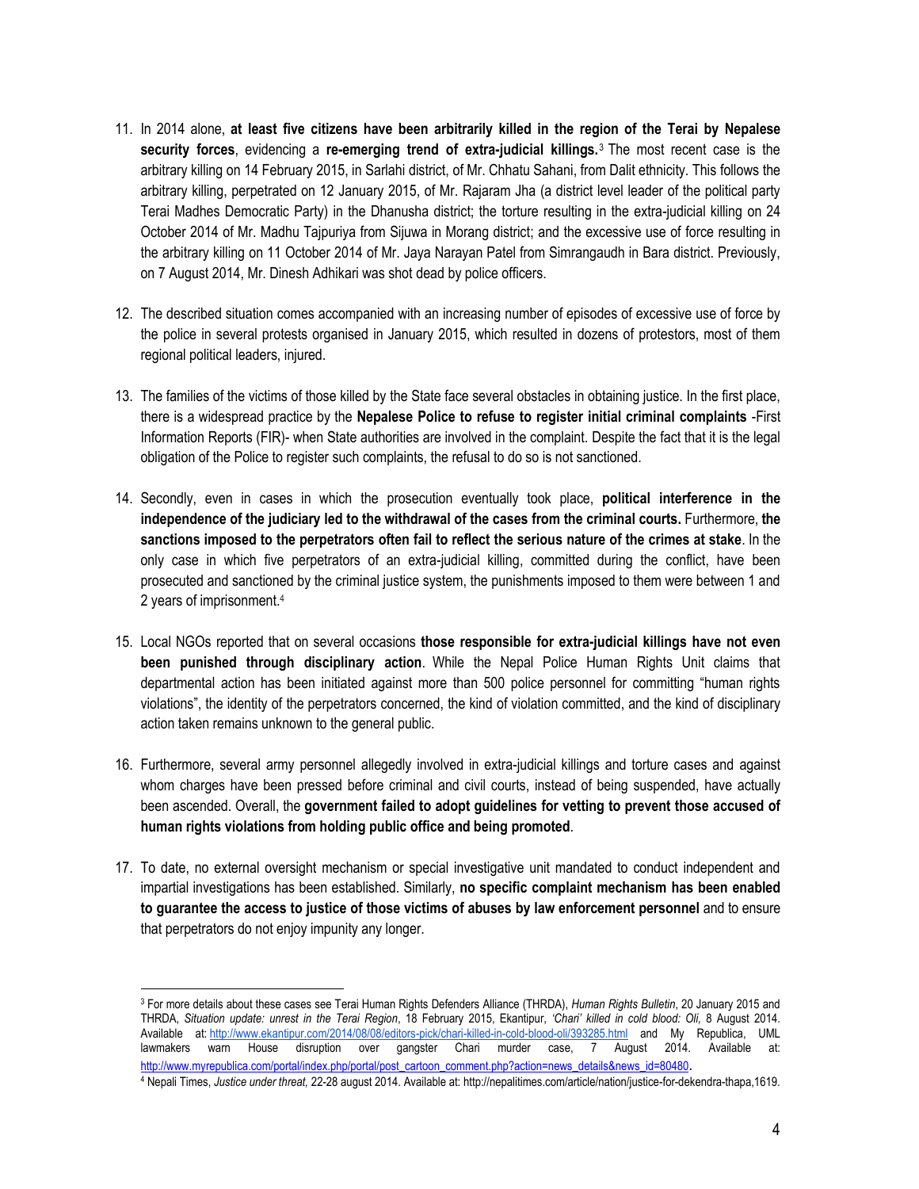11. In 2014 alone, **at least five citizens have been arbitrarily killed in the region of the Terai by Nepalese security forces**, evidencing a **re-emerging trend of extra-judicial killings.**[3] The most recent case is the arbitrary killing on 14 February 2015, in Sarlahi district, of Mr. Chhatu Sahani, from Dalit ethnicity. This follows the arbitrary killing, perpetrated on 12 January 2015, of Mr. Rajaram Jha (a district level leader of the political party Terai Madhes Democratic Party) in the Dhanusha district; the torture resulting in the extra-judicial killing on 24 October 2014 of Mr. Madhu Tajpuriya from Sijuwa in Morang district; and the excessive use of force resulting in the arbitrary killing on 11 October 2014 of Mr. Jaya Narayan Patel from Simrangaudh in Bara district. Previously, on 7 August 2014, Mr. Dinesh Adhikari was shot dead by police officers.

12. The described situation comes accompanied with an increasing number of episodes of excessive use of force by the police in several protests organised in January 2015, which resulted in dozens of protestors, most of them regional political leaders, injured.

13. The families of the victims of those killed by the State face several obstacles in obtaining justice. In the first place, there is a widespread practice by the **Nepalese Police to refuse to register initial criminal complaints** -First Information Reports (FIR)- when State authorities are involved in the complaint. Despite the fact that it is the legal obligation of the Police to register such complaints, the refusal to do so is not sanctioned.

14. Secondly, even in cases in which the prosecution eventually took place, **political interference in the independence of the judiciary led to the withdrawal of the cases from the criminal courts.** Furthermore, **the sanctions imposed to the perpetrators often fail to reflect the serious nature of the crimes at stake**. In the only case in which five perpetrators of an extra-judicial killing, committed during the conflict, have been prosecuted and sanctioned by the criminal justice system, the punishments imposed to them were between 1 and 2 years of imprisonment.[4]

15. Local NGOs reported that on several occasions **those responsible for extra-judicial killings have not even been punished through disciplinary action**. While the Nepal Police Human Rights Unit claims that departmental action has been initiated against more than 500 police personnel for committing "human rights violations", the identity of the perpetrators concerned, the kind of violation committed, and the kind of disciplinary action taken remains unknown to the general public.

16. Furthermore, several army personnel allegedly involved in extra-judicial killings and torture cases and against whom charges have been pressed before criminal and civil courts, instead of being suspended, have actually been ascended. Overall, the **government failed to adopt guidelines for vetting to prevent those accused of human rights violations from holding public office and being promoted**.

17. To date, no external oversight mechanism or special investigative unit mandated to conduct independent and impartial investigations has been established. Similarly, **no specific complaint mechanism has been enabled to guarantee the access to justice of those victims of abuses by law enforcement personnel** and to ensure that perpetrators do not enjoy impunity any longer.

---

[3] For more details about these cases see Terai Human Rights Defenders Alliance (THRDA), *Human Rights Bulletin*, 20 January 2015 and THRDA, *Situation update: unrest in the Terai Region*, 18 February 2015, Ekantipur, *'Chari' killed in cold blood: Oli,* 8 August 2014. Available at: http://www.ekantipur.com/2014/08/08/editors-pick/chari-killed-in-cold-blood-oli/393285.html and My Republica, UML lawmakers warn House disruption over gangster Chari murder case, 7 August 2014. Available at: http://www.myrepublica.com/portal/index.php/portal/post_cartoon_comment.php?action=news_details&news_id=80480.

[4] Nepali Times, *Justice under threat,* 22-28 august 2014. Available at: http://nepalitimes.com/article/nation/justice-for-dekendra-thapa,1619.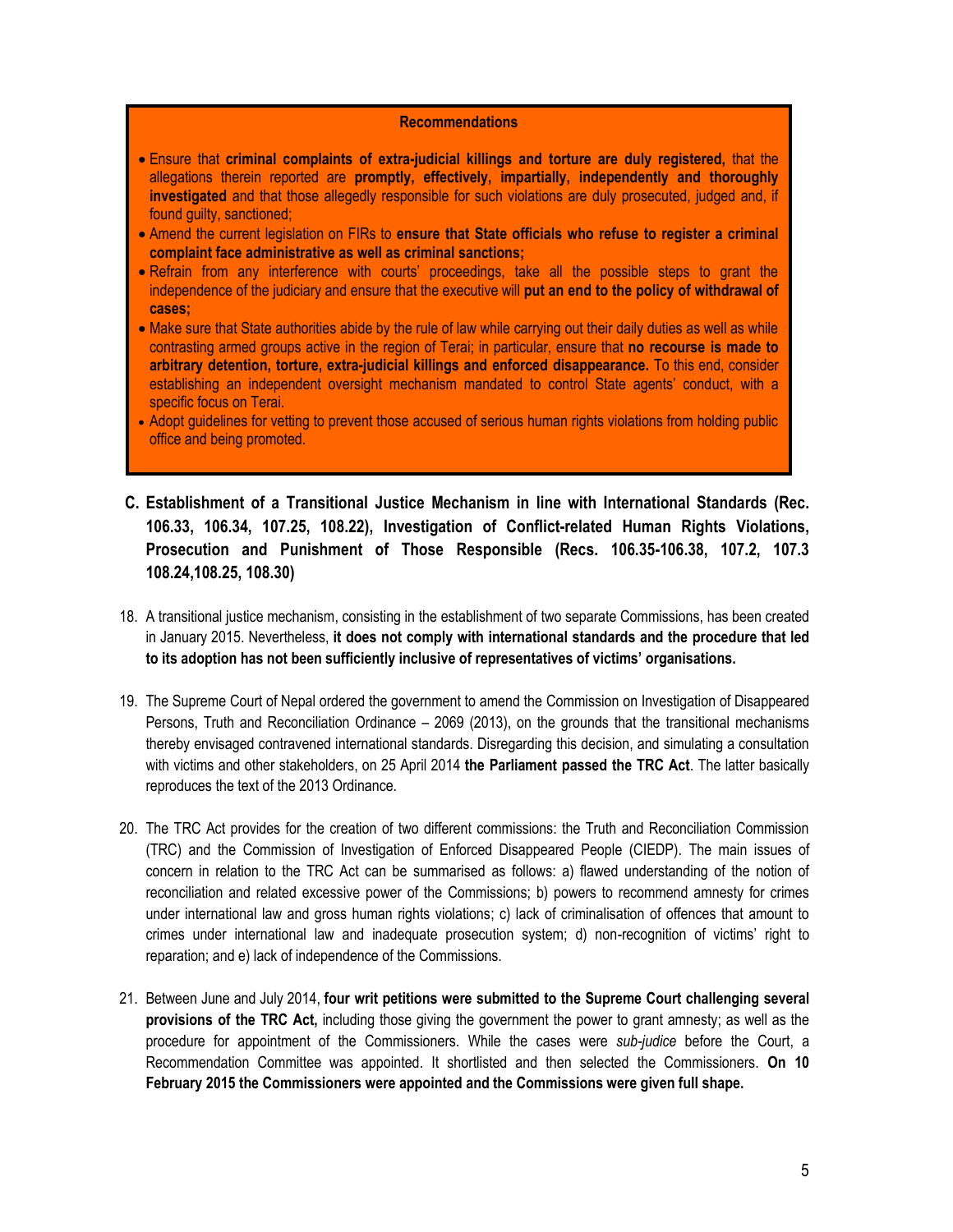**Recommendations**

- Ensure that **criminal complaints of extra-judicial killings and torture are duly registered,** that the allegations therein reported are **promptly, effectively, impartially, independently and thoroughly investigated** and that those allegedly responsible for such violations are duly prosecuted, judged and, if found guilty, sanctioned;
- Amend the current legislation on FIRs to **ensure that State officials who refuse to register a criminal complaint face administrative as well as criminal sanctions;**
- Refrain from any interference with courts' proceedings, take all the possible steps to grant the independence of the judiciary and ensure that the executive will **put an end to the policy of withdrawal of cases;**
- Make sure that State authorities abide by the rule of law while carrying out their daily duties as well as while contrasting armed groups active in the region of Terai; in particular, ensure that **no recourse is made to arbitrary detention, torture, extra-judicial killings and enforced disappearance.** To this end, consider establishing an independent oversight mechanism mandated to control State agents' conduct, with a specific focus on Terai.
- Adopt guidelines for vetting to prevent those accused of serious human rights violations from holding public office and being promoted.

## C. Establishment of a Transitional Justice Mechanism in line with International Standards (Rec. 106.33, 106.34, 107.25, 108.22), Investigation of Conflict-related Human Rights Violations, Prosecution and Punishment of Those Responsible (Recs. 106.35-106.38, 107.2, 107.3 108.24,108.25, 108.30)

18. A transitional justice mechanism, consisting in the establishment of two separate Commissions, has been created in January 2015. Nevertheless, **it does not comply with international standards and the procedure that led to its adoption has not been sufficiently inclusive of representatives of victims' organisations.**

19. The Supreme Court of Nepal ordered the government to amend the Commission on Investigation of Disappeared Persons, Truth and Reconciliation Ordinance – 2069 (2013), on the grounds that the transitional mechanisms thereby envisaged contravened international standards. Disregarding this decision, and simulating a consultation with victims and other stakeholders, on 25 April 2014 **the Parliament passed the TRC Act**. The latter basically reproduces the text of the 2013 Ordinance.

20. The TRC Act provides for the creation of two different commissions: the Truth and Reconciliation Commission (TRC) and the Commission of Investigation of Enforced Disappeared People (CIEDP). The main issues of concern in relation to the TRC Act can be summarised as follows: a) flawed understanding of the notion of reconciliation and related excessive power of the Commissions; b) powers to recommend amnesty for crimes under international law and gross human rights violations; c) lack of criminalisation of offences that amount to crimes under international law and inadequate prosecution system; d) non-recognition of victims' right to reparation; and e) lack of independence of the Commissions.

21. Between June and July 2014, **four writ petitions were submitted to the Supreme Court challenging several provisions of the TRC Act,** including those giving the government the power to grant amnesty; as well as the procedure for appointment of the Commissioners. While the cases were *sub-judice* before the Court, a Recommendation Committee was appointed. It shortlisted and then selected the Commissioners. **On 10 February 2015 the Commissioners were appointed and the Commissions were given full shape.**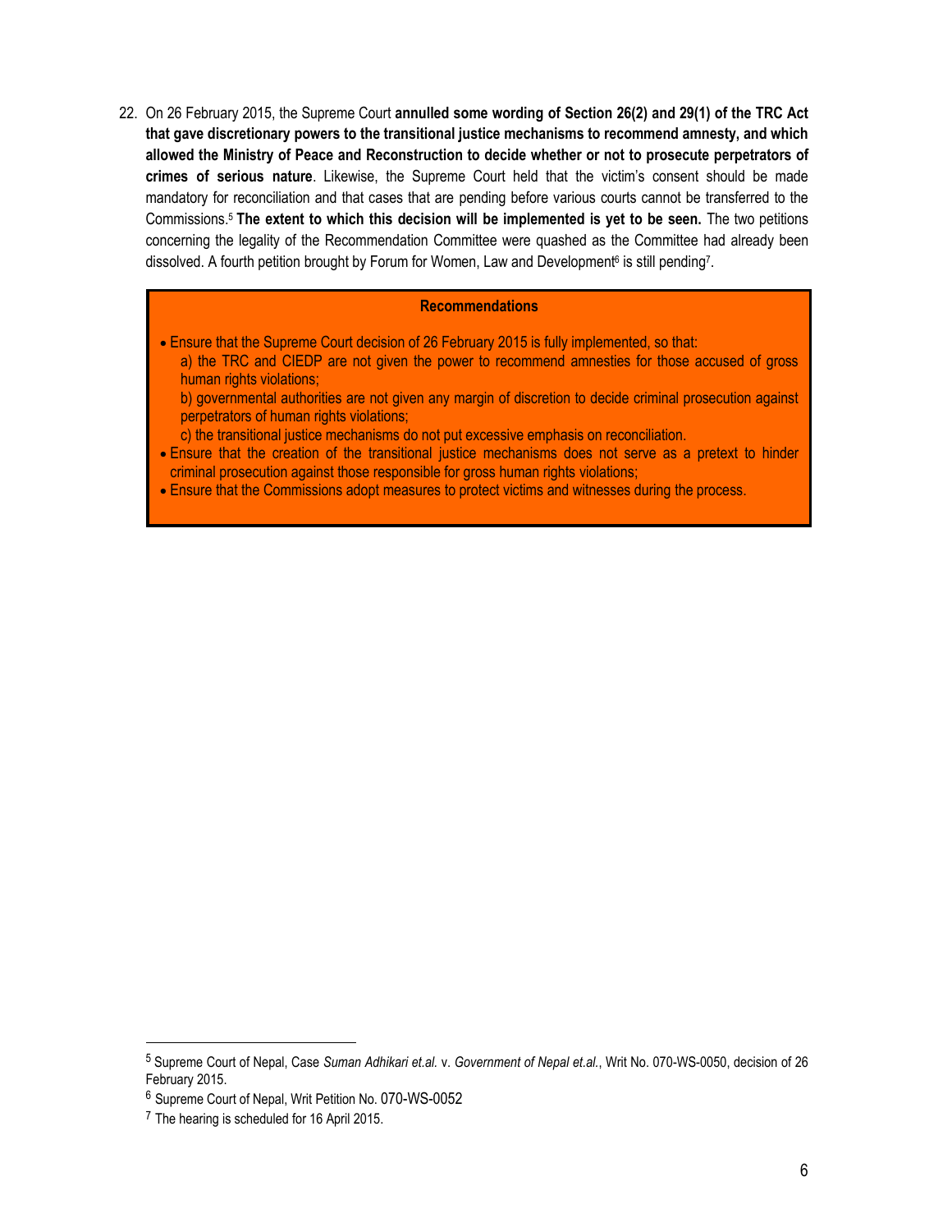22. On 26 February 2015, the Supreme Court **annulled some wording of Section 26(2) and 29(1) of the TRC Act that gave discretionary powers to the transitional justice mechanisms to recommend amnesty, and which allowed the Ministry of Peace and Reconstruction to decide whether or not to prosecute perpetrators of crimes of serious nature**. Likewise, the Supreme Court held that the victim's consent should be made mandatory for reconciliation and that cases that are pending before various courts cannot be transferred to the Commissions.[5] **The extent to which this decision will be implemented is yet to be seen.** The two petitions concerning the legality of the Recommendation Committee were quashed as the Committee had already been dissolved. A fourth petition brought by Forum for Women, Law and Development[6] is still pending[7].

**Recommendations**

- Ensure that the Supreme Court decision of 26 February 2015 is fully implemented, so that:
  a) the TRC and CIEDP are not given the power to recommend amnesties for those accused of gross human rights violations;
  b) governmental authorities are not given any margin of discretion to decide criminal prosecution against perpetrators of human rights violations;
  c) the transitional justice mechanisms do not put excessive emphasis on reconciliation.
- Ensure that the creation of the transitional justice mechanisms does not serve as a pretext to hinder criminal prosecution against those responsible for gross human rights violations;
- Ensure that the Commissions adopt measures to protect victims and witnesses during the process.

---

[5] Supreme Court of Nepal, Case *Suman Adhikari et.al.* v. *Government of Nepal et.al.*, Writ No. 070-WS-0050, decision of 26 February 2015.

[6] Supreme Court of Nepal, Writ Petition No. 070-WS-0052

[7] The hearing is scheduled for 16 April 2015.